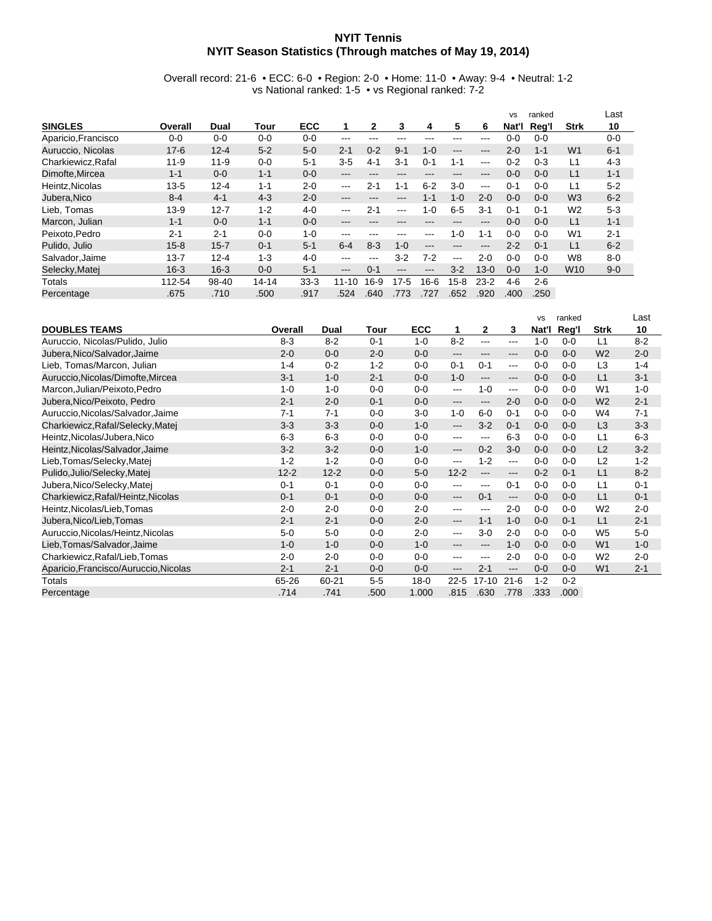# NYIT Tennis

## NYIT Season Statistics (Through matches of May 19, 2014)

Overall record: 21-6 • ECC: 6-0 • Region: 2-0 • Home: 11-0 • Away: 9-4 • Neutral: 1-2
vs National ranked: 1-5 • vs Regional ranked: 7-2

| SINGLES | Overall | Dual | Tour | ECC | 1 | 2 | 3 | 4 | 5 | 6 | vs Nat'l | ranked Reg'l | Strk | Last 10 |
|---|---|---|---|---|---|---|---|---|---|---|---|---|---|---|
| Aparicio,Francisco | 0-0 | 0-0 | 0-0 | 0-0 | --- | --- | --- | --- | --- | --- | 0-0 | 0-0 | | 0-0 |
| Auruccio, Nicolas | 17-6 | 12-4 | 5-2 | 5-0 | 2-1 | 0-2 | 9-1 | 1-0 | --- | --- | 2-0 | 1-1 | W1 | 6-1 |
| Charkiewicz,Rafal | 11-9 | 11-9 | 0-0 | 5-1 | 3-5 | 4-1 | 3-1 | 0-1 | 1-1 | --- | 0-2 | 0-3 | L1 | 4-3 |
| Dimofte,Mircea | 1-1 | 0-0 | 1-1 | 0-0 | --- | --- | --- | --- | --- | --- | 0-0 | 0-0 | L1 | 1-1 |
| Heintz,Nicolas | 13-5 | 12-4 | 1-1 | 2-0 | --- | 2-1 | 1-1 | 6-2 | 3-0 | --- | 0-1 | 0-0 | L1 | 5-2 |
| Jubera,Nico | 8-4 | 4-1 | 4-3 | 2-0 | --- | --- | --- | 1-1 | 1-0 | 2-0 | 0-0 | 0-0 | W3 | 6-2 |
| Lieb, Tomas | 13-9 | 12-7 | 1-2 | 4-0 | --- | 2-1 | --- | 1-0 | 6-5 | 3-1 | 0-1 | 0-1 | W2 | 5-3 |
| Marcon, Julian | 1-1 | 0-0 | 1-1 | 0-0 | --- | --- | --- | --- | --- | --- | 0-0 | 0-0 | L1 | 1-1 |
| Peixoto,Pedro | 2-1 | 2-1 | 0-0 | 1-0 | --- | --- | --- | --- | 1-0 | 1-1 | 0-0 | 0-0 | W1 | 2-1 |
| Pulido, Julio | 15-8 | 15-7 | 0-1 | 5-1 | 6-4 | 8-3 | 1-0 | --- | --- | --- | 2-2 | 0-1 | L1 | 6-2 |
| Salvador,Jaime | 13-7 | 12-4 | 1-3 | 4-0 | --- | --- | 3-2 | 7-2 | --- | 2-0 | 0-0 | 0-0 | W8 | 8-0 |
| Selecky,Matej | 16-3 | 16-3 | 0-0 | 5-1 | --- | 0-1 | --- | --- | 3-2 | 13-0 | 0-0 | 1-0 | W10 | 9-0 |
| Totals | 112-54 | 98-40 | 14-14 | 33-3 | 11-10 | 16-9 | 17-5 | 16-6 | 15-8 | 23-2 | 4-6 | 2-6 | | |
| Percentage | .675 | .710 | .500 | .917 | .524 | .640 | .773 | .727 | .652 | .920 | .400 | .250 | | |

| DOUBLES TEAMS | Overall | Dual | Tour | ECC | 1 | 2 | 3 | vs Nat'l | ranked Reg'l | Strk | Last 10 |
|---|---|---|---|---|---|---|---|---|---|---|---|
| Auruccio, Nicolas/Pulido, Julio | 8-3 | 8-2 | 0-1 | 1-0 | 8-2 | --- | --- | 1-0 | 0-0 | L1 | 8-2 |
| Jubera,Nico/Salvador,Jaime | 2-0 | 0-0 | 2-0 | 0-0 | --- | --- | --- | 0-0 | 0-0 | W2 | 2-0 |
| Lieb, Tomas/Marcon, Julian | 1-4 | 0-2 | 1-2 | 0-0 | 0-1 | 0-1 | --- | 0-0 | 0-0 | L3 | 1-4 |
| Auruccio,Nicolas/Dimofte,Mircea | 3-1 | 1-0 | 2-1 | 0-0 | 1-0 | --- | --- | 0-0 | 0-0 | L1 | 3-1 |
| Marcon,Julian/Peixoto,Pedro | 1-0 | 1-0 | 0-0 | 0-0 | --- | 1-0 | --- | 0-0 | 0-0 | W1 | 1-0 |
| Jubera,Nico/Peixoto, Pedro | 2-1 | 2-0 | 0-1 | 0-0 | --- | --- | 2-0 | 0-0 | 0-0 | W2 | 2-1 |
| Auruccio,Nicolas/Salvador,Jaime | 7-1 | 7-1 | 0-0 | 3-0 | 1-0 | 6-0 | 0-1 | 0-0 | 0-0 | W4 | 7-1 |
| Charkiewicz,Rafal/Selecky,Matej | 3-3 | 3-3 | 0-0 | 1-0 | --- | 3-2 | 0-1 | 0-0 | 0-0 | L3 | 3-3 |
| Heintz,Nicolas/Jubera,Nico | 6-3 | 6-3 | 0-0 | 0-0 | --- | --- | 6-3 | 0-0 | 0-0 | L1 | 6-3 |
| Heintz,Nicolas/Salvador,Jaime | 3-2 | 3-2 | 0-0 | 1-0 | --- | 0-2 | 3-0 | 0-0 | 0-0 | L2 | 3-2 |
| Lieb,Tomas/Selecky,Matej | 1-2 | 1-2 | 0-0 | 0-0 | --- | 1-2 | --- | 0-0 | 0-0 | L2 | 1-2 |
| Pulido,Julio/Selecky,Matej | 12-2 | 12-2 | 0-0 | 5-0 | 12-2 | --- | --- | 0-2 | 0-1 | L1 | 8-2 |
| Jubera,Nico/Selecky,Matej | 0-1 | 0-1 | 0-0 | 0-0 | --- | --- | 0-1 | 0-0 | 0-0 | L1 | 0-1 |
| Charkiewicz,Rafal/Heintz,Nicolas | 0-1 | 0-1 | 0-0 | 0-0 | --- | 0-1 | --- | 0-0 | 0-0 | L1 | 0-1 |
| Heintz,Nicolas/Lieb,Tomas | 2-0 | 2-0 | 0-0 | 2-0 | --- | --- | 2-0 | 0-0 | 0-0 | W2 | 2-0 |
| Jubera,Nico/Lieb,Tomas | 2-1 | 2-1 | 0-0 | 2-0 | --- | 1-1 | 1-0 | 0-0 | 0-1 | L1 | 2-1 |
| Auruccio,Nicolas/Heintz,Nicolas | 5-0 | 5-0 | 0-0 | 2-0 | --- | 3-0 | 2-0 | 0-0 | 0-0 | W5 | 5-0 |
| Lieb,Tomas/Salvador,Jaime | 1-0 | 1-0 | 0-0 | 1-0 | --- | --- | 1-0 | 0-0 | 0-0 | W1 | 1-0 |
| Charkiewicz,Rafal/Lieb,Tomas | 2-0 | 2-0 | 0-0 | 0-0 | --- | --- | 2-0 | 0-0 | 0-0 | W2 | 2-0 |
| Aparicio,Francisco/Auruccio,Nicolas | 2-1 | 2-1 | 0-0 | 0-0 | --- | 2-1 | --- | 0-0 | 0-0 | W1 | 2-1 |
| Totals | 65-26 | 60-21 | 5-5 | 18-0 | 22-5 | 17-10 | 21-6 | 1-2 | 0-2 | | |
| Percentage | .714 | .741 | .500 | 1.000 | .815 | .630 | .778 | .333 | .000 | | |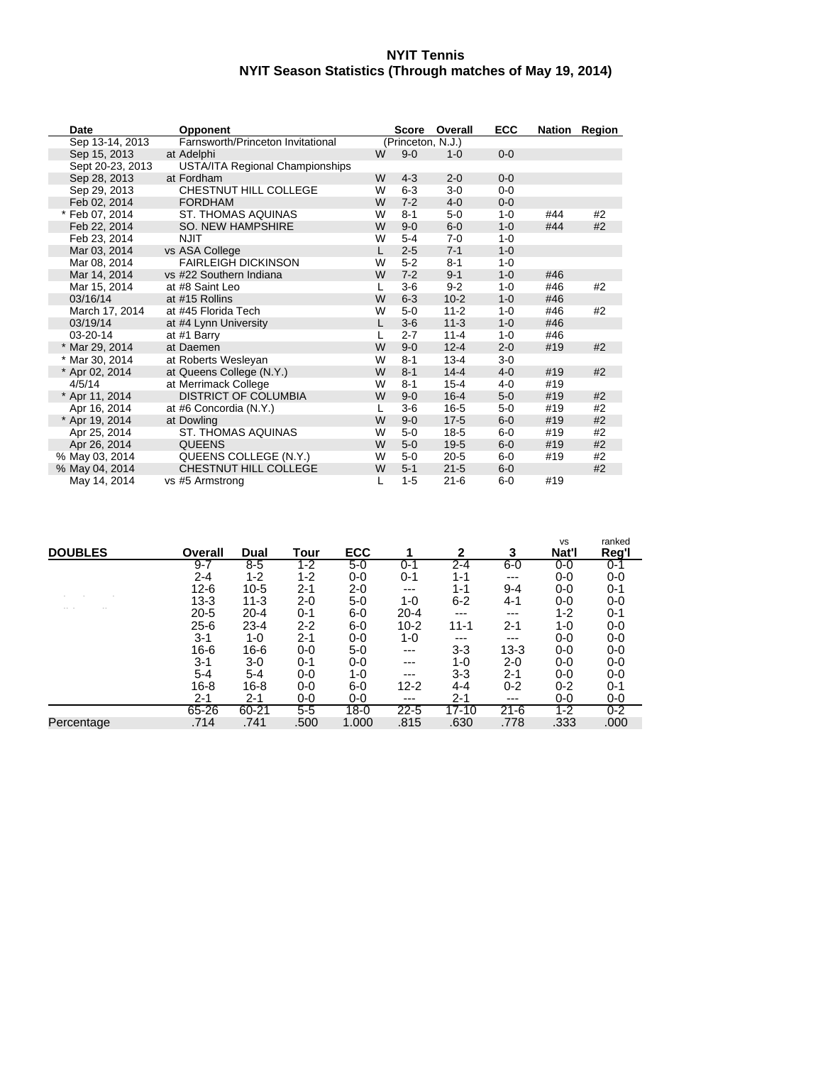# NYIT Tennis

## NYIT Season Statistics (Through matches of May 19, 2014)

| Date | Opponent | | Score | Overall | ECC | Nation | Region |
|---|---|---|---|---|---|---|---|
| Sep 13-14, 2013 | Farnsworth/Princeton Invitational | | (Princeton, N.J.) | | | | |
| Sep 15, 2013 | at Adelphi | W | 9-0 | 1-0 | 0-0 | | |
| Sept 20-23, 2013 | USTA/ITA Regional Championships | | | | | | |
| Sep 28, 2013 | at Fordham | W | 4-3 | 2-0 | 0-0 | | |
| Sep 29, 2013 | CHESTNUT HILL COLLEGE | W | 6-3 | 3-0 | 0-0 | | |
| Feb 02, 2014 | FORDHAM | W | 7-2 | 4-0 | 0-0 | | |
| * Feb 07, 2014 | ST. THOMAS AQUINAS | W | 8-1 | 5-0 | 1-0 | #44 | #2 |
| Feb 22, 2014 | SO. NEW HAMPSHIRE | W | 9-0 | 6-0 | 1-0 | #44 | #2 |
| Feb 23, 2014 | NJIT | W | 5-4 | 7-0 | 1-0 | | |
| Mar 03, 2014 | vs ASA College | L | 2-5 | 7-1 | 1-0 | | |
| Mar 08, 2014 | FAIRLEIGH DICKINSON | W | 5-2 | 8-1 | 1-0 | | |
| Mar 14, 2014 | vs #22 Southern Indiana | W | 7-2 | 9-1 | 1-0 | #46 | |
| Mar 15, 2014 | at #8 Saint Leo | L | 3-6 | 9-2 | 1-0 | #46 | #2 |
| 03/16/14 | at #15 Rollins | W | 6-3 | 10-2 | 1-0 | #46 | |
| March 17, 2014 | at #45 Florida Tech | W | 5-0 | 11-2 | 1-0 | #46 | #2 |
| 03/19/14 | at #4 Lynn University | L | 3-6 | 11-3 | 1-0 | #46 | |
| 03-20-14 | at #1 Barry | L | 2-7 | 11-4 | 1-0 | #46 | |
| * Mar 29, 2014 | at Daemen | W | 9-0 | 12-4 | 2-0 | #19 | #2 |
| * Mar 30, 2014 | at Roberts Wesleyan | W | 8-1 | 13-4 | 3-0 | | |
| * Apr 02, 2014 | at Queens College (N.Y.) | W | 8-1 | 14-4 | 4-0 | #19 | #2 |
| 4/5/14 | at Merrimack College | W | 8-1 | 15-4 | 4-0 | #19 | |
| * Apr 11, 2014 | DISTRICT OF COLUMBIA | W | 9-0 | 16-4 | 5-0 | #19 | #2 |
| Apr 16, 2014 | at #6 Concordia (N.Y.) | L | 3-6 | 16-5 | 5-0 | #19 | #2 |
| * Apr 19, 2014 | at Dowling | W | 9-0 | 17-5 | 6-0 | #19 | #2 |
| Apr 25, 2014 | ST. THOMAS AQUINAS | W | 5-0 | 18-5 | 6-0 | #19 | #2 |
| Apr 26, 2014 | QUEENS | W | 5-0 | 19-5 | 6-0 | #19 | #2 |
| % May 03, 2014 | QUEENS COLLEGE (N.Y.) | W | 5-0 | 20-5 | 6-0 | #19 | #2 |
| % May 04, 2014 | CHESTNUT HILL COLLEGE | W | 5-1 | 21-5 | 6-0 | | #2 |
| May 14, 2014 | vs #5 Armstrong | L | 1-5 | 21-6 | 6-0 | #19 | |

| DOUBLES | Overall | Dual | Tour | ECC | 1 | 2 | 3 | vs Nat'l | ranked Reg'l |
|---|---|---|---|---|---|---|---|---|---|
| | 9-7 | 8-5 | 1-2 | 5-0 | 0-1 | 2-4 | 6-0 | 0-0 | 0-1 |
| | 2-4 | 1-2 | 1-2 | 0-0 | 0-1 | 1-1 | --- | 0-0 | 0-0 |
| | 12-6 | 10-5 | 2-1 | 2-0 | --- | 1-1 | 9-4 | 0-0 | 0-1 |
| | 13-3 | 11-3 | 2-0 | 5-0 | 1-0 | 6-2 | 4-1 | 0-0 | 0-0 |
| | 20-5 | 20-4 | 0-1 | 6-0 | 20-4 | --- | --- | 1-2 | 0-1 |
| | 25-6 | 23-4 | 2-2 | 6-0 | 10-2 | 11-1 | 2-1 | 1-0 | 0-0 |
| | 3-1 | 1-0 | 2-1 | 0-0 | 1-0 | --- | --- | 0-0 | 0-0 |
| | 16-6 | 16-6 | 0-0 | 5-0 | --- | 3-3 | 13-3 | 0-0 | 0-0 |
| | 3-1 | 3-0 | 0-1 | 0-0 | --- | 1-0 | 2-0 | 0-0 | 0-0 |
| | 5-4 | 5-4 | 0-0 | 1-0 | --- | 3-3 | 2-1 | 0-0 | 0-0 |
| | 16-8 | 16-8 | 0-0 | 6-0 | 12-2 | 4-4 | 0-2 | 0-2 | 0-1 |
| | 2-1 | 2-1 | 0-0 | 0-0 | --- | 2-1 | --- | 0-0 | 0-0 |
| | 65-26 | 60-21 | 5-5 | 18-0 | 22-5 | 17-10 | 21-6 | 1-2 | 0-2 |
| Percentage | .714 | .741 | .500 | 1.000 | .815 | .630 | .778 | .333 | .000 |